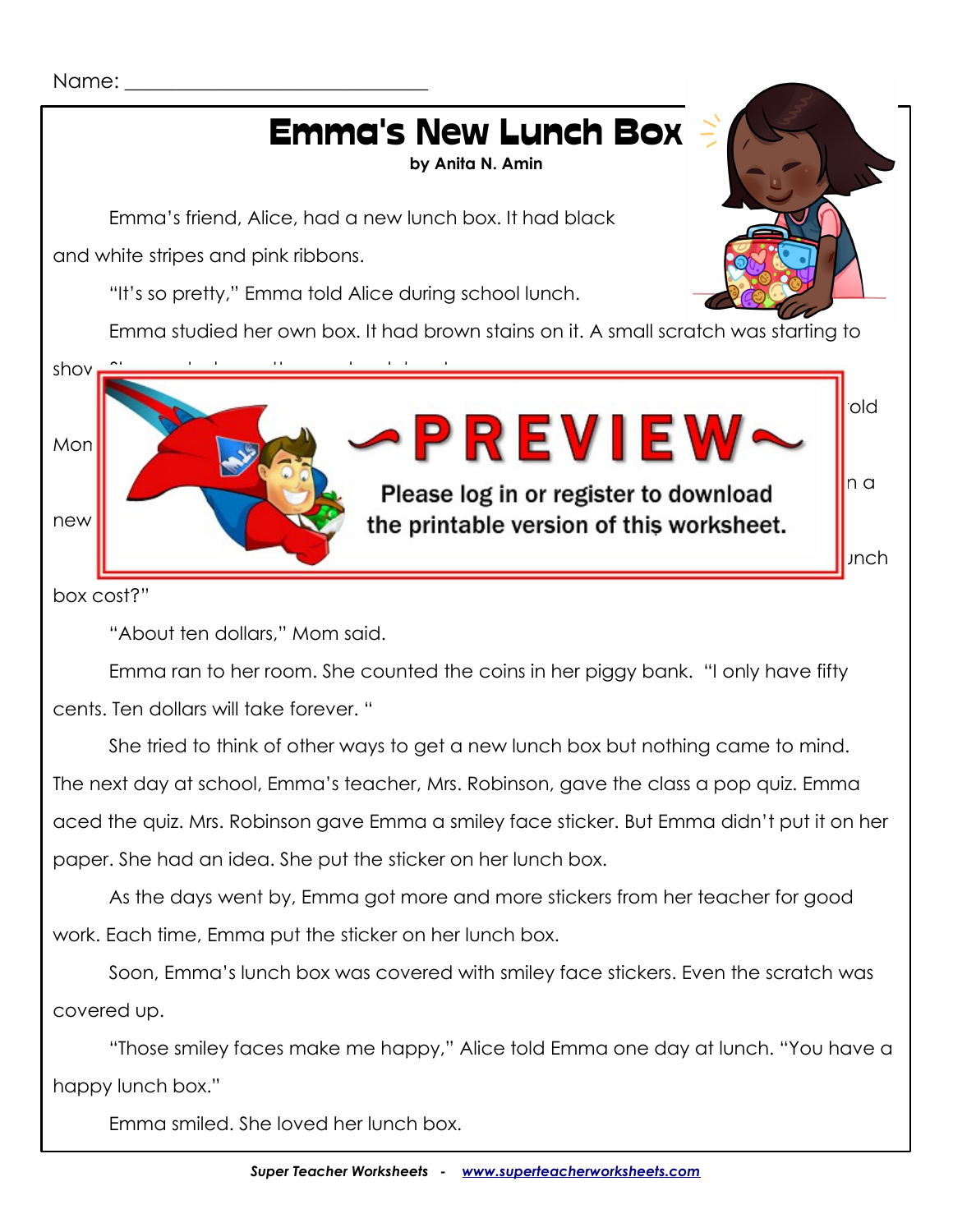Name: ______________________________

# Emma's New Lunch Box

**by Anita N. Amin**

Emma's friend, Alice, had a new lunch box. It had black and white stripes and pink ribbons.

"It's so pretty," Emma told Alice during school lunch.

Emma studied her own box. It had brown stains on it. A small scratch was starting to show

~PREVIEW~

Please log in or register to download the printable version of this worksheet.

box cost?"

"About ten dollars," Mom said.

Emma ran to her room. She counted the coins in her piggy bank. "I only have fifty cents. Ten dollars will take forever. "

She tried to think of other ways to get a new lunch box but nothing came to mind. The next day at school, Emma's teacher, Mrs. Robinson, gave the class a pop quiz. Emma aced the quiz. Mrs. Robinson gave Emma a smiley face sticker. But Emma didn't put it on her paper. She had an idea. She put the sticker on her lunch box.

As the days went by, Emma got more and more stickers from her teacher for good work. Each time, Emma put the sticker on her lunch box.

Soon, Emma's lunch box was covered with smiley face stickers. Even the scratch was covered up.

"Those smiley faces make me happy," Alice told Emma one day at lunch. "You have a happy lunch box."

Emma smiled. She loved her lunch box.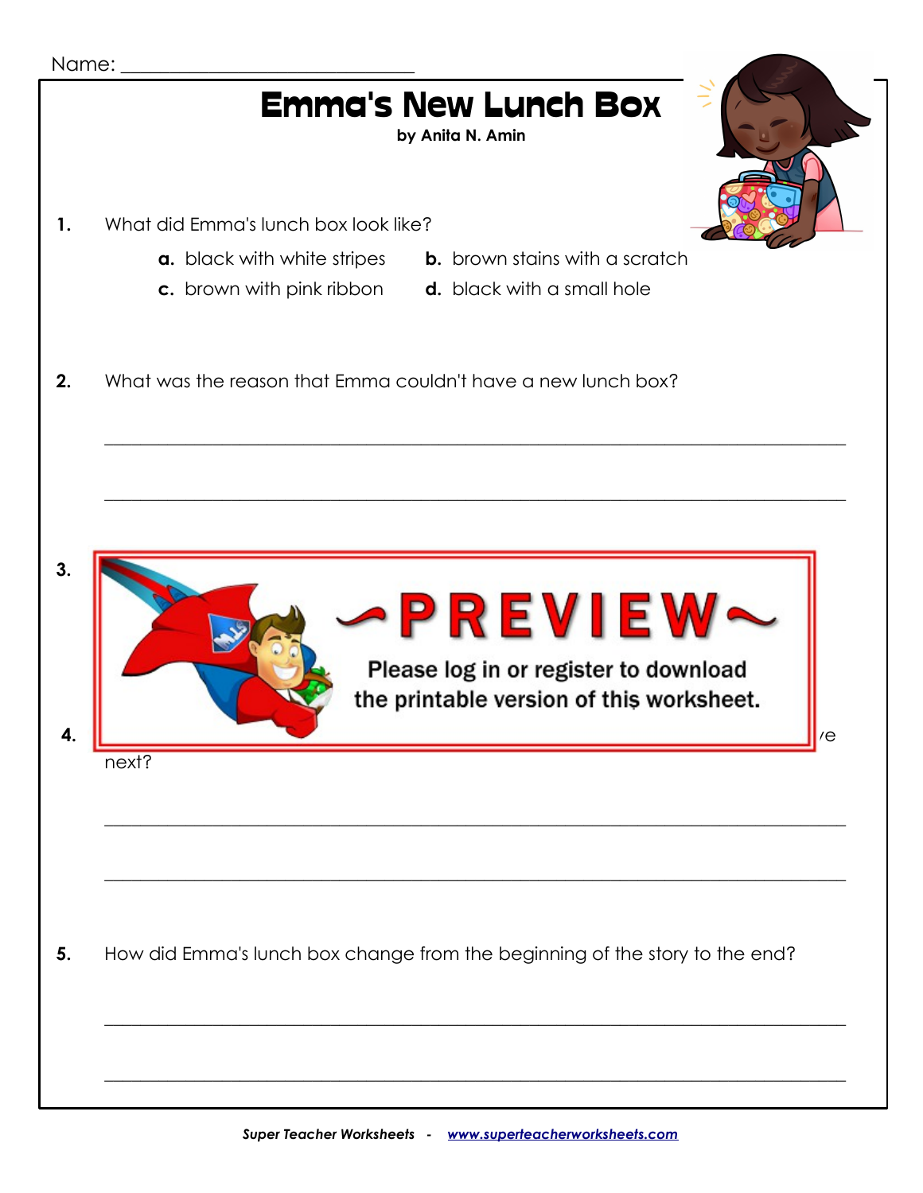Name: ___________________________

# Emma's New Lunch Box

**by Anita N. Amin**

**1.** What did Emma's lunch box look like?

**a.** black with white stripes  
**b.** brown stains with a scratch  
**c.** brown with pink ribbon  
**d.** black with a small hole

**2.** What was the reason that Emma couldn't have a new lunch box?

_______________________________________________________________

_______________________________________________________________

**3.**

~PREVIEW~

Please log in or register to download the printable version of this worksheet.

**4.** ...ve next?

_______________________________________________________________

_______________________________________________________________

**5.** How did Emma's lunch box change from the beginning of the story to the end?

_______________________________________________________________

_______________________________________________________________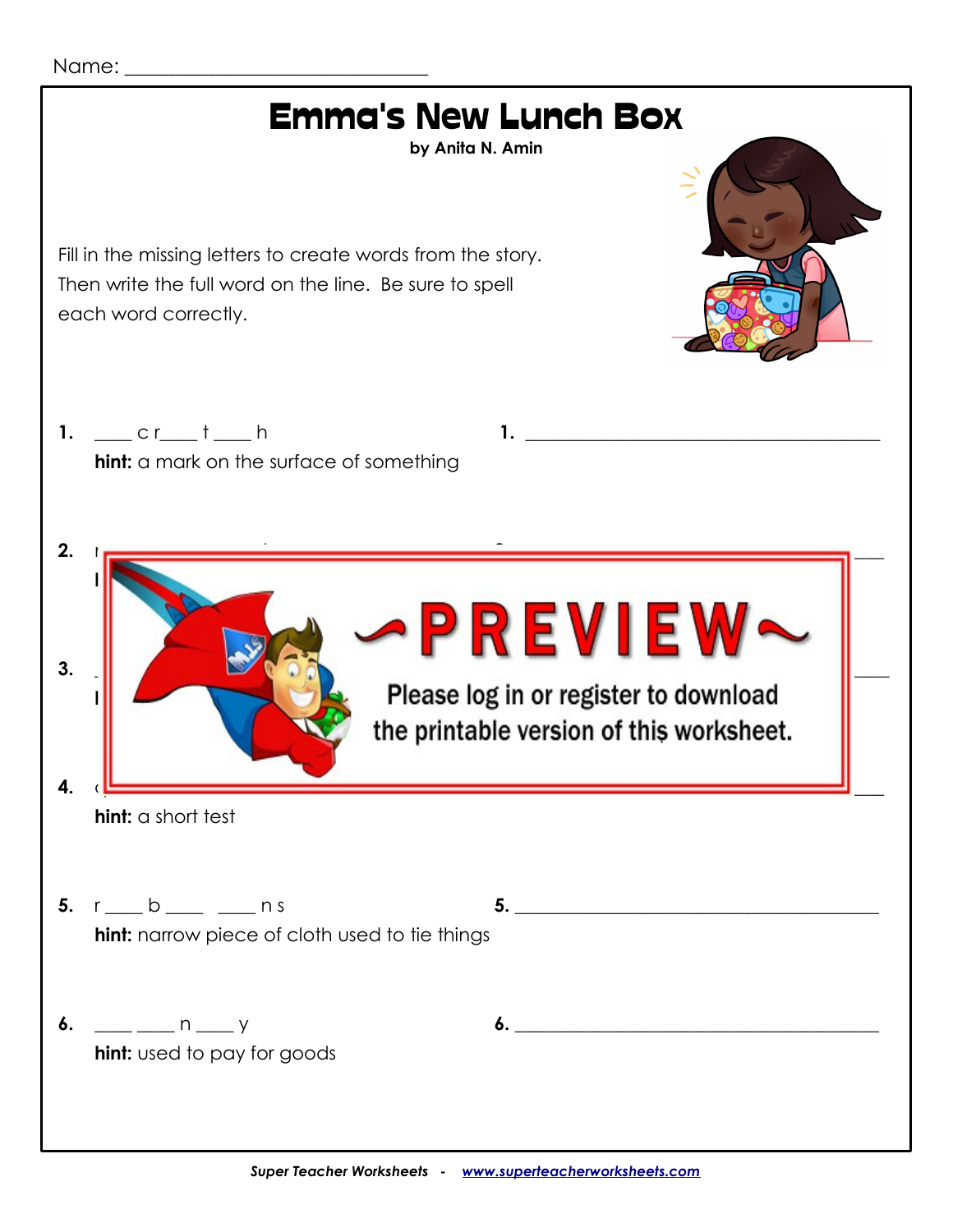Name: ______________________________

# Emma's New Lunch Box

**by Anita N. Amin**

Fill in the missing letters to create words from the story. Then write the full word on the line. Be sure to spell each word correctly.

**1.** ____ c r____ t ____ h

**hint:** a mark on the surface of something

**1.** ________________________________________

**2.**

**3.**

~PREVIEW~

Please log in or register to download the printable version of this worksheet.

**4.**

**hint:** a short test

**5.** r ____ b ____ ____ n s

**hint:** narrow piece of cloth used to tie things

**5.** ________________________________________

**6.** ____ ____ n ____ y

**hint:** used to pay for goods

**6.** ________________________________________

*Super Teacher Worksheets - www.superteacherworksheets.com*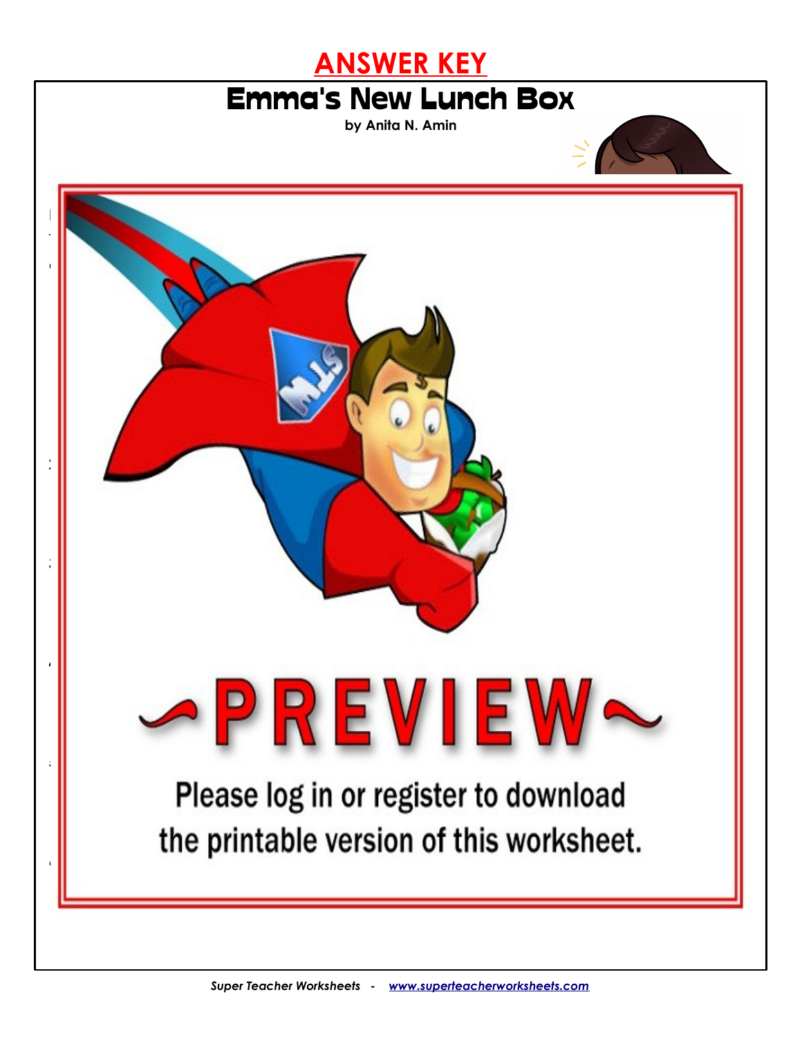# ANSWER KEY

## Emma's New Lunch Box

by Anita N. Amin